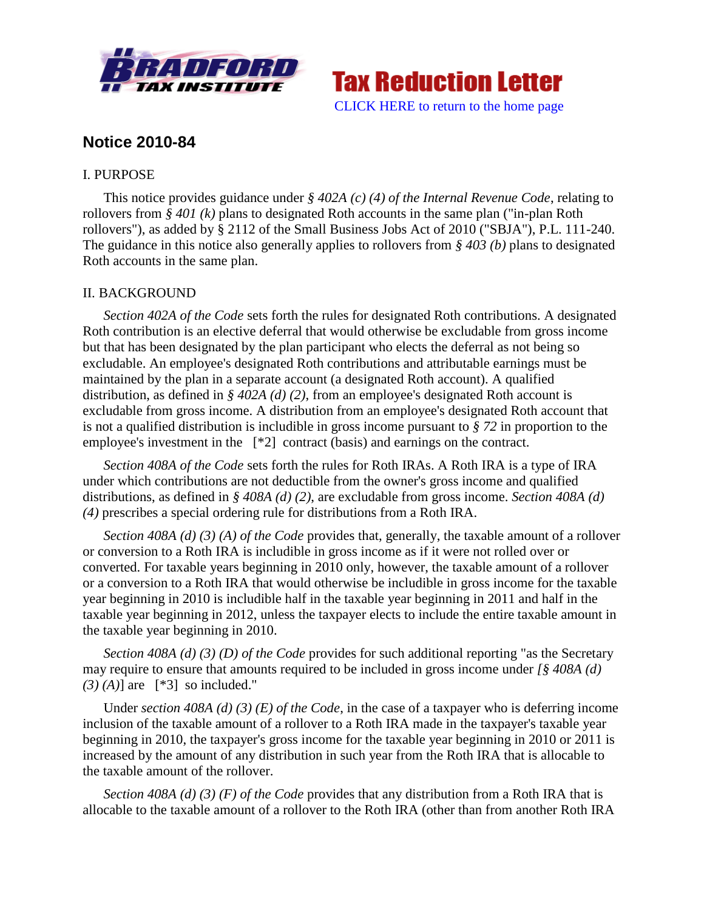Tax Reduction Letter

CLICK HERE to return to the home page

## Notice 2010-84

I. PURPOSE

This notice provides guidance under *§ 402A (c) (4) of the Internal Revenue Code*, relating to rollovers from *§ 401 (k)* plans to designated Roth accounts in the same plan ("in-plan Roth rollovers"), as added by § 2112 of the Small Business Jobs Act of 2010 ("SBJA"), P.L. 111-240. The guidance in this notice also generally applies to rollovers from *§ 403 (b)* plans to designated Roth accounts in the same plan.

II. BACKGROUND

*Section 402A of the Code* sets forth the rules for designated Roth contributions. A designated Roth contribution is an elective deferral that would otherwise be excludable from gross income but that has been designated by the plan participant who elects the deferral as not being so excludable. An employee's designated Roth contributions and attributable earnings must be maintained by the plan in a separate account (a designated Roth account). A qualified distribution, as defined in *§ 402A (d) (2)*, from an employee's designated Roth account is excludable from gross income. A distribution from an employee's designated Roth account that is not a qualified distribution is includible in gross income pursuant to *§ 72* in proportion to the employee's investment in the [*2] contract (basis) and earnings on the contract.

*Section 408A of the Code* sets forth the rules for Roth IRAs. A Roth IRA is a type of IRA under which contributions are not deductible from the owner's gross income and qualified distributions, as defined in *§ 408A (d) (2)*, are excludable from gross income. *Section 408A (d) (4)* prescribes a special ordering rule for distributions from a Roth IRA.

*Section 408A (d) (3) (A) of the Code* provides that, generally, the taxable amount of a rollover or conversion to a Roth IRA is includible in gross income as if it were not rolled over or converted. For taxable years beginning in 2010 only, however, the taxable amount of a rollover or a conversion to a Roth IRA that would otherwise be includible in gross income for the taxable year beginning in 2010 is includible half in the taxable year beginning in 2011 and half in the taxable year beginning in 2012, unless the taxpayer elects to include the entire taxable amount in the taxable year beginning in 2010.

*Section 408A (d) (3) (D) of the Code* provides for such additional reporting "as the Secretary may require to ensure that amounts required to be included in gross income under *[§ 408A (d) (3) (A)]* are [*3] so included."

Under *section 408A (d) (3) (E) of the Code*, in the case of a taxpayer who is deferring income inclusion of the taxable amount of a rollover to a Roth IRA made in the taxpayer's taxable year beginning in 2010, the taxpayer's gross income for the taxable year beginning in 2010 or 2011 is increased by the amount of any distribution in such year from the Roth IRA that is allocable to the taxable amount of the rollover.

*Section 408A (d) (3) (F) of the Code* provides that any distribution from a Roth IRA that is allocable to the taxable amount of a rollover to the Roth IRA (other than from another Roth IRA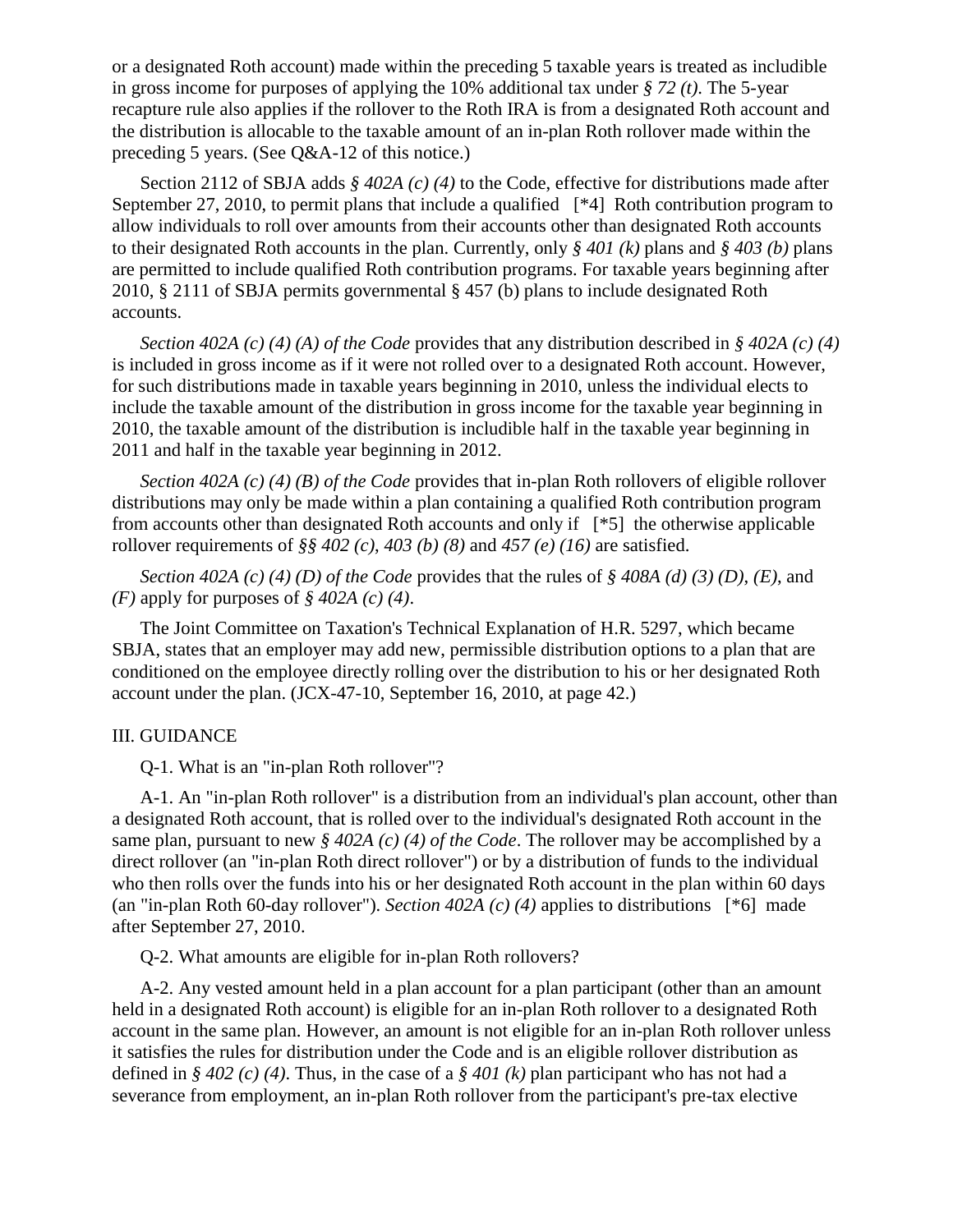or a designated Roth account) made within the preceding 5 taxable years is treated as includible in gross income for purposes of applying the 10% additional tax under *§ 72 (t)*. The 5-year recapture rule also applies if the rollover to the Roth IRA is from a designated Roth account and the distribution is allocable to the taxable amount of an in-plan Roth rollover made within the preceding 5 years. (See Q&A-12 of this notice.)

Section 2112 of SBJA adds *§ 402A (c) (4)* to the Code, effective for distributions made after September 27, 2010, to permit plans that include a qualified [*4] Roth contribution program to allow individuals to roll over amounts from their accounts other than designated Roth accounts to their designated Roth accounts in the plan. Currently, only *§ 401 (k)* plans and *§ 403 (b)* plans are permitted to include qualified Roth contribution programs. For taxable years beginning after 2010, § 2111 of SBJA permits governmental § 457 (b) plans to include designated Roth accounts.

*Section 402A (c) (4) (A) of the Code* provides that any distribution described in *§ 402A (c) (4)* is included in gross income as if it were not rolled over to a designated Roth account. However, for such distributions made in taxable years beginning in 2010, unless the individual elects to include the taxable amount of the distribution in gross income for the taxable year beginning in 2010, the taxable amount of the distribution is includible half in the taxable year beginning in 2011 and half in the taxable year beginning in 2012.

*Section 402A (c) (4) (B) of the Code* provides that in-plan Roth rollovers of eligible rollover distributions may only be made within a plan containing a qualified Roth contribution program from accounts other than designated Roth accounts and only if [*5] the otherwise applicable rollover requirements of *§§ 402 (c)*, *403 (b) (8)* and *457 (e) (16)* are satisfied.

*Section 402A (c) (4) (D) of the Code* provides that the rules of *§ 408A (d) (3) (D)*, *(E)*, and *(F)* apply for purposes of *§ 402A (c) (4)*.

The Joint Committee on Taxation's Technical Explanation of H.R. 5297, which became SBJA, states that an employer may add new, permissible distribution options to a plan that are conditioned on the employee directly rolling over the distribution to his or her designated Roth account under the plan. (JCX-47-10, September 16, 2010, at page 42.)

III. GUIDANCE

Q-1. What is an "in-plan Roth rollover"?

A-1. An "in-plan Roth rollover" is a distribution from an individual's plan account, other than a designated Roth account, that is rolled over to the individual's designated Roth account in the same plan, pursuant to new *§ 402A (c) (4) of the Code*. The rollover may be accomplished by a direct rollover (an "in-plan Roth direct rollover") or by a distribution of funds to the individual who then rolls over the funds into his or her designated Roth account in the plan within 60 days (an "in-plan Roth 60-day rollover"). *Section 402A (c) (4)* applies to distributions [*6] made after September 27, 2010.

Q-2. What amounts are eligible for in-plan Roth rollovers?

A-2. Any vested amount held in a plan account for a plan participant (other than an amount held in a designated Roth account) is eligible for an in-plan Roth rollover to a designated Roth account in the same plan. However, an amount is not eligible for an in-plan Roth rollover unless it satisfies the rules for distribution under the Code and is an eligible rollover distribution as defined in *§ 402 (c) (4)*. Thus, in the case of a *§ 401 (k)* plan participant who has not had a severance from employment, an in-plan Roth rollover from the participant's pre-tax elective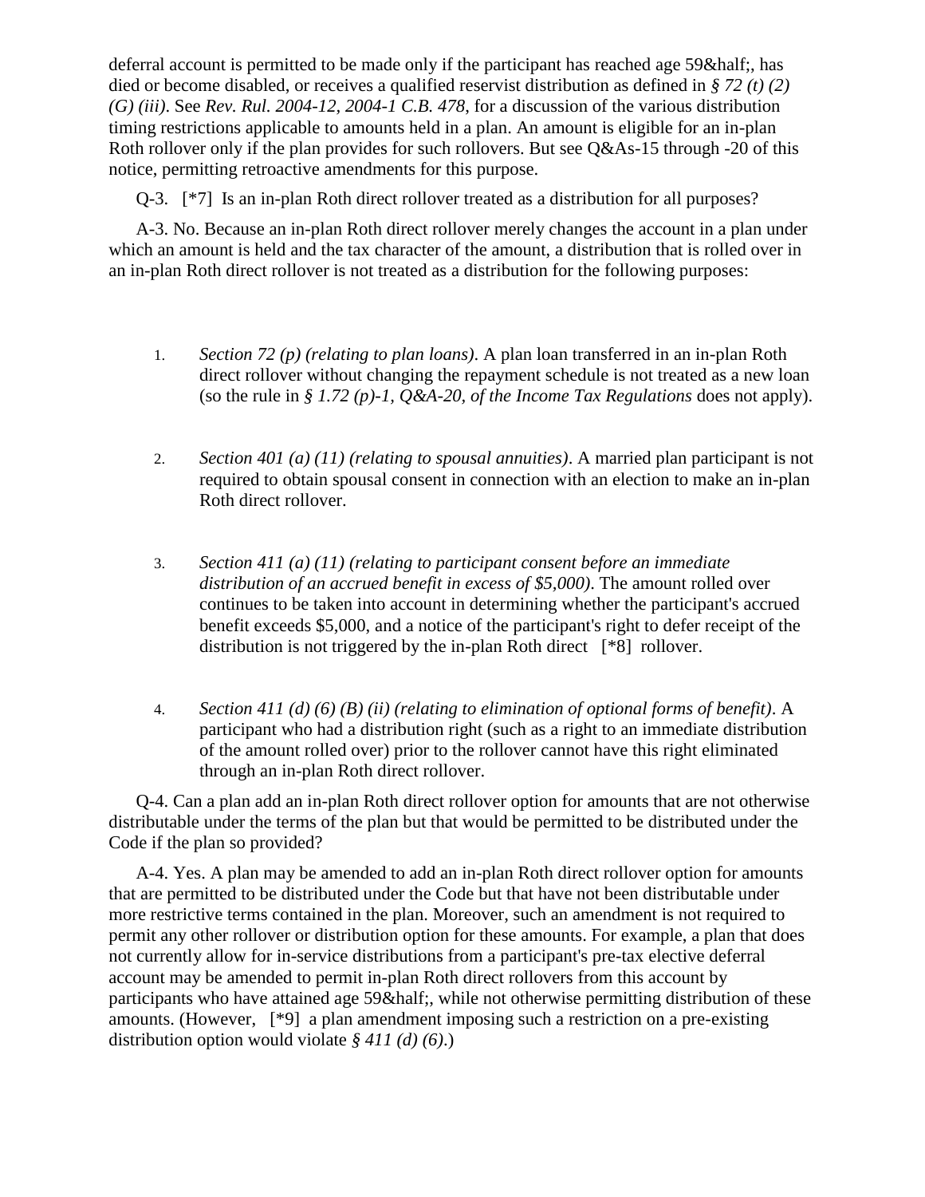deferral account is permitted to be made only if the participant has reached age 59&half;, has died or become disabled, or receives a qualified reservist distribution as defined in *§ 72 (t) (2) (G) (iii)*. See *Rev. Rul. 2004-12, 2004-1 C.B. 478*, for a discussion of the various distribution timing restrictions applicable to amounts held in a plan. An amount is eligible for an in-plan Roth rollover only if the plan provides for such rollovers. But see Q&As-15 through -20 of this notice, permitting retroactive amendments for this purpose.

Q-3. [*7] Is an in-plan Roth direct rollover treated as a distribution for all purposes?

A-3. No. Because an in-plan Roth direct rollover merely changes the account in a plan under which an amount is held and the tax character of the amount, a distribution that is rolled over in an in-plan Roth direct rollover is not treated as a distribution for the following purposes:

1. *Section 72 (p) (relating to plan loans)*. A plan loan transferred in an in-plan Roth direct rollover without changing the repayment schedule is not treated as a new loan (so the rule in *§ 1.72 (p)-1, Q&A-20, of the Income Tax Regulations* does not apply).

2. *Section 401 (a) (11) (relating to spousal annuities)*. A married plan participant is not required to obtain spousal consent in connection with an election to make an in-plan Roth direct rollover.

3. *Section 411 (a) (11) (relating to participant consent before an immediate distribution of an accrued benefit in excess of $5,000)*. The amount rolled over continues to be taken into account in determining whether the participant's accrued benefit exceeds $5,000, and a notice of the participant's right to defer receipt of the distribution is not triggered by the in-plan Roth direct [*8] rollover.

4. *Section 411 (d) (6) (B) (ii) (relating to elimination of optional forms of benefit)*. A participant who had a distribution right (such as a right to an immediate distribution of the amount rolled over) prior to the rollover cannot have this right eliminated through an in-plan Roth direct rollover.

Q-4. Can a plan add an in-plan Roth direct rollover option for amounts that are not otherwise distributable under the terms of the plan but that would be permitted to be distributed under the Code if the plan so provided?

A-4. Yes. A plan may be amended to add an in-plan Roth direct rollover option for amounts that are permitted to be distributed under the Code but that have not been distributable under more restrictive terms contained in the plan. Moreover, such an amendment is not required to permit any other rollover or distribution option for these amounts. For example, a plan that does not currently allow for in-service distributions from a participant's pre-tax elective deferral account may be amended to permit in-plan Roth direct rollovers from this account by participants who have attained age 59&half;, while not otherwise permitting distribution of these amounts. (However, [*9] a plan amendment imposing such a restriction on a pre-existing distribution option would violate *§ 411 (d) (6)*.)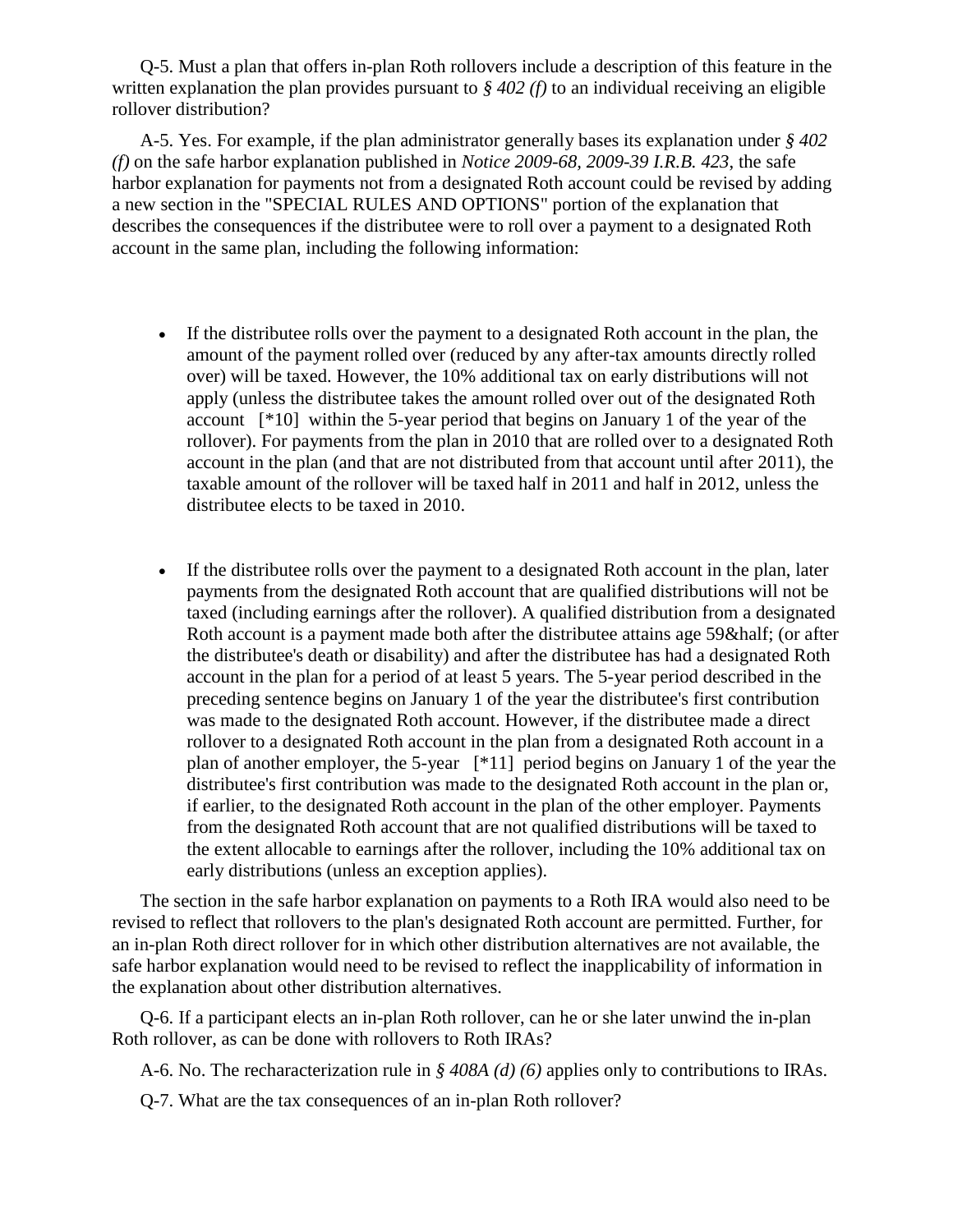Q-5. Must a plan that offers in-plan Roth rollovers include a description of this feature in the written explanation the plan provides pursuant to *§ 402 (f)* to an individual receiving an eligible rollover distribution?

A-5. Yes. For example, if the plan administrator generally bases its explanation under *§ 402 (f)* on the safe harbor explanation published in *Notice 2009-68, 2009-39 I.R.B. 423*, the safe harbor explanation for payments not from a designated Roth account could be revised by adding a new section in the "SPECIAL RULES AND OPTIONS" portion of the explanation that describes the consequences if the distributee were to roll over a payment to a designated Roth account in the same plan, including the following information:

- If the distributee rolls over the payment to a designated Roth account in the plan, the amount of the payment rolled over (reduced by any after-tax amounts directly rolled over) will be taxed. However, the 10% additional tax on early distributions will not apply (unless the distributee takes the amount rolled over out of the designated Roth account [*10] within the 5-year period that begins on January 1 of the year of the rollover). For payments from the plan in 2010 that are rolled over to a designated Roth account in the plan (and that are not distributed from that account until after 2011), the taxable amount of the rollover will be taxed half in 2011 and half in 2012, unless the distributee elects to be taxed in 2010.

- If the distributee rolls over the payment to a designated Roth account in the plan, later payments from the designated Roth account that are qualified distributions will not be taxed (including earnings after the rollover). A qualified distribution from a designated Roth account is a payment made both after the distributee attains age 59&half; (or after the distributee's death or disability) and after the distributee has had a designated Roth account in the plan for a period of at least 5 years. The 5-year period described in the preceding sentence begins on January 1 of the year the distributee's first contribution was made to the designated Roth account. However, if the distributee made a direct rollover to a designated Roth account in the plan from a designated Roth account in a plan of another employer, the 5-year [*11] period begins on January 1 of the year the distributee's first contribution was made to the designated Roth account in the plan or, if earlier, to the designated Roth account in the plan of the other employer. Payments from the designated Roth account that are not qualified distributions will be taxed to the extent allocable to earnings after the rollover, including the 10% additional tax on early distributions (unless an exception applies).

The section in the safe harbor explanation on payments to a Roth IRA would also need to be revised to reflect that rollovers to the plan's designated Roth account are permitted. Further, for an in-plan Roth direct rollover for in which other distribution alternatives are not available, the safe harbor explanation would need to be revised to reflect the inapplicability of information in the explanation about other distribution alternatives.

Q-6. If a participant elects an in-plan Roth rollover, can he or she later unwind the in-plan Roth rollover, as can be done with rollovers to Roth IRAs?

A-6. No. The recharacterization rule in *§ 408A (d) (6)* applies only to contributions to IRAs.

Q-7. What are the tax consequences of an in-plan Roth rollover?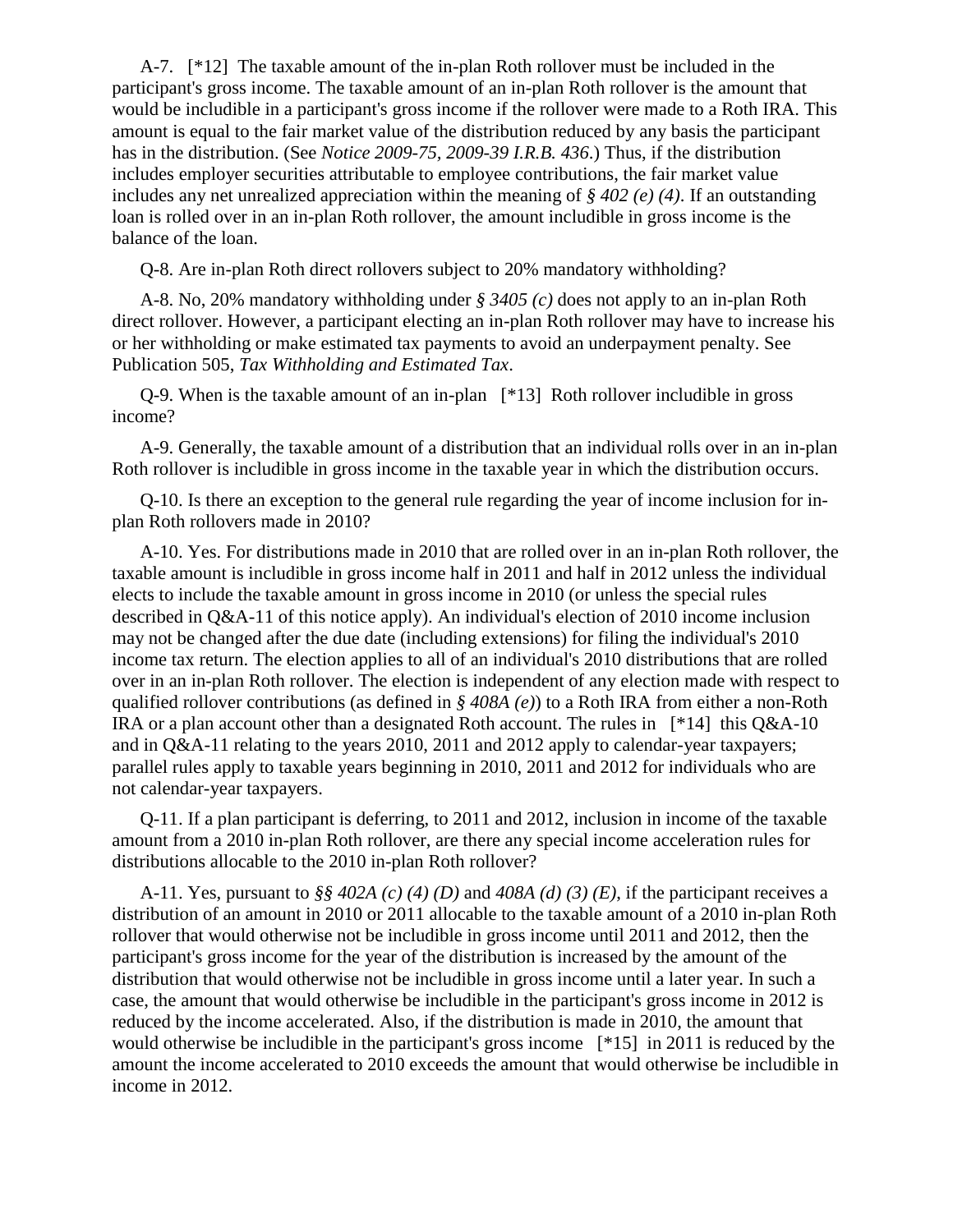A-7. [*12] The taxable amount of the in-plan Roth rollover must be included in the participant's gross income. The taxable amount of an in-plan Roth rollover is the amount that would be includible in a participant's gross income if the rollover were made to a Roth IRA. This amount is equal to the fair market value of the distribution reduced by any basis the participant has in the distribution. (See *Notice 2009-75, 2009-39 I.R.B. 436*.) Thus, if the distribution includes employer securities attributable to employee contributions, the fair market value includes any net unrealized appreciation within the meaning of *§ 402 (e) (4)*. If an outstanding loan is rolled over in an in-plan Roth rollover, the amount includible in gross income is the balance of the loan.

Q-8. Are in-plan Roth direct rollovers subject to 20% mandatory withholding?

A-8. No, 20% mandatory withholding under *§ 3405 (c)* does not apply to an in-plan Roth direct rollover. However, a participant electing an in-plan Roth rollover may have to increase his or her withholding or make estimated tax payments to avoid an underpayment penalty. See Publication 505, *Tax Withholding and Estimated Tax*.

Q-9. When is the taxable amount of an in-plan [*13] Roth rollover includible in gross income?

A-9. Generally, the taxable amount of a distribution that an individual rolls over in an in-plan Roth rollover is includible in gross income in the taxable year in which the distribution occurs.

Q-10. Is there an exception to the general rule regarding the year of income inclusion for in-plan Roth rollovers made in 2010?

A-10. Yes. For distributions made in 2010 that are rolled over in an in-plan Roth rollover, the taxable amount is includible in gross income half in 2011 and half in 2012 unless the individual elects to include the taxable amount in gross income in 2010 (or unless the special rules described in Q&A-11 of this notice apply). An individual's election of 2010 income inclusion may not be changed after the due date (including extensions) for filing the individual's 2010 income tax return. The election applies to all of an individual's 2010 distributions that are rolled over in an in-plan Roth rollover. The election is independent of any election made with respect to qualified rollover contributions (as defined in *§ 408A (e)*) to a Roth IRA from either a non-Roth IRA or a plan account other than a designated Roth account. The rules in [*14] this Q&A-10 and in Q&A-11 relating to the years 2010, 2011 and 2012 apply to calendar-year taxpayers; parallel rules apply to taxable years beginning in 2010, 2011 and 2012 for individuals who are not calendar-year taxpayers.

Q-11. If a plan participant is deferring, to 2011 and 2012, inclusion in income of the taxable amount from a 2010 in-plan Roth rollover, are there any special income acceleration rules for distributions allocable to the 2010 in-plan Roth rollover?

A-11. Yes, pursuant to *§§ 402A (c) (4) (D)* and *408A (d) (3) (E)*, if the participant receives a distribution of an amount in 2010 or 2011 allocable to the taxable amount of a 2010 in-plan Roth rollover that would otherwise not be includible in gross income until 2011 and 2012, then the participant's gross income for the year of the distribution is increased by the amount of the distribution that would otherwise not be includible in gross income until a later year. In such a case, the amount that would otherwise be includible in the participant's gross income in 2012 is reduced by the income accelerated. Also, if the distribution is made in 2010, the amount that would otherwise be includible in the participant's gross income [*15] in 2011 is reduced by the amount the income accelerated to 2010 exceeds the amount that would otherwise be includible in income in 2012.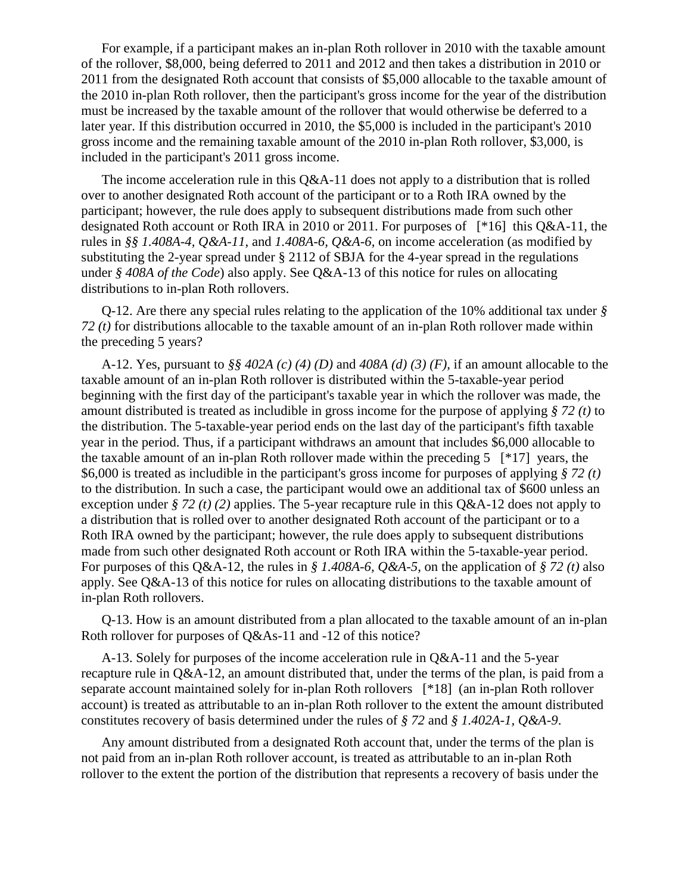For example, if a participant makes an in-plan Roth rollover in 2010 with the taxable amount of the rollover, $8,000, being deferred to 2011 and 2012 and then takes a distribution in 2010 or 2011 from the designated Roth account that consists of $5,000 allocable to the taxable amount of the 2010 in-plan Roth rollover, then the participant's gross income for the year of the distribution must be increased by the taxable amount of the rollover that would otherwise be deferred to a later year. If this distribution occurred in 2010, the $5,000 is included in the participant's 2010 gross income and the remaining taxable amount of the 2010 in-plan Roth rollover, $3,000, is included in the participant's 2011 gross income.

The income acceleration rule in this Q&A-11 does not apply to a distribution that is rolled over to another designated Roth account of the participant or to a Roth IRA owned by the participant; however, the rule does apply to subsequent distributions made from such other designated Roth account or Roth IRA in 2010 or 2011. For purposes of [*16] this Q&A-11, the rules in *§§ 1.408A-4, Q&A-11*, and *1.408A-6, Q&A-6*, on income acceleration (as modified by substituting the 2-year spread under § 2112 of SBJA for the 4-year spread in the regulations under *§ 408A of the Code*) also apply. See Q&A-13 of this notice for rules on allocating distributions to in-plan Roth rollovers.

Q-12. Are there any special rules relating to the application of the 10% additional tax under *§ 72 (t)* for distributions allocable to the taxable amount of an in-plan Roth rollover made within the preceding 5 years?

A-12. Yes, pursuant to *§§ 402A (c) (4) (D)* and *408A (d) (3) (F)*, if an amount allocable to the taxable amount of an in-plan Roth rollover is distributed within the 5-taxable-year period beginning with the first day of the participant's taxable year in which the rollover was made, the amount distributed is treated as includible in gross income for the purpose of applying *§ 72 (t)* to the distribution. The 5-taxable-year period ends on the last day of the participant's fifth taxable year in the period. Thus, if a participant withdraws an amount that includes $6,000 allocable to the taxable amount of an in-plan Roth rollover made within the preceding 5 [*17] years, the $6,000 is treated as includible in the participant's gross income for purposes of applying *§ 72 (t)* to the distribution. In such a case, the participant would owe an additional tax of $600 unless an exception under *§ 72 (t) (2)* applies. The 5-year recapture rule in this Q&A-12 does not apply to a distribution that is rolled over to another designated Roth account of the participant or to a Roth IRA owned by the participant; however, the rule does apply to subsequent distributions made from such other designated Roth account or Roth IRA within the 5-taxable-year period. For purposes of this Q&A-12, the rules in *§ 1.408A-6, Q&A-5*, on the application of *§ 72 (t)* also apply. See Q&A-13 of this notice for rules on allocating distributions to the taxable amount of in-plan Roth rollovers.

Q-13. How is an amount distributed from a plan allocated to the taxable amount of an in-plan Roth rollover for purposes of Q&As-11 and -12 of this notice?

A-13. Solely for purposes of the income acceleration rule in Q&A-11 and the 5-year recapture rule in Q&A-12, an amount distributed that, under the terms of the plan, is paid from a separate account maintained solely for in-plan Roth rollovers [*18] (an in-plan Roth rollover account) is treated as attributable to an in-plan Roth rollover to the extent the amount distributed constitutes recovery of basis determined under the rules of *§ 72* and *§ 1.402A-1, Q&A-9*.

Any amount distributed from a designated Roth account that, under the terms of the plan is not paid from an in-plan Roth rollover account, is treated as attributable to an in-plan Roth rollover to the extent the portion of the distribution that represents a recovery of basis under the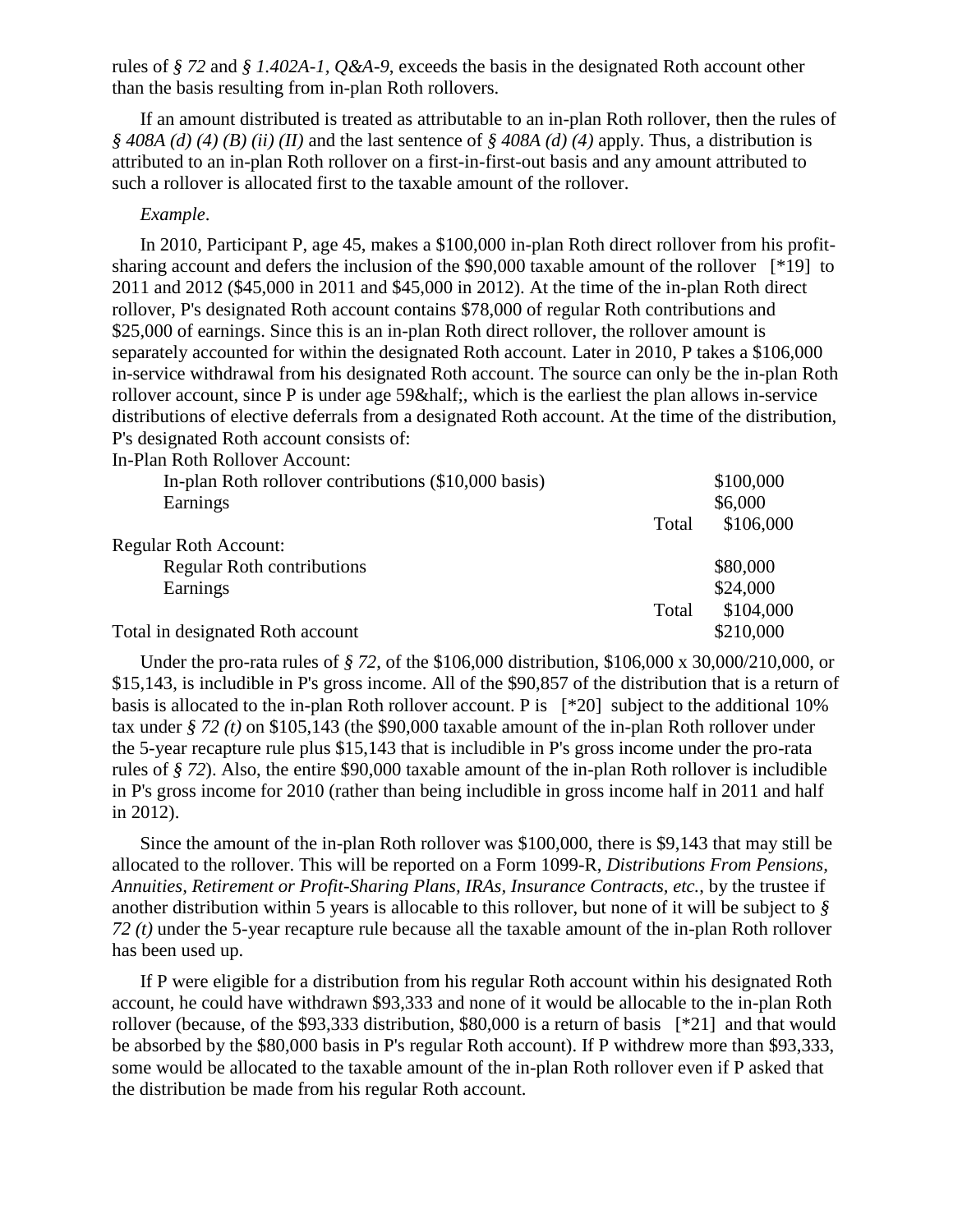rules of *§ 72* and *§ 1.402A-1, Q&A-9*, exceeds the basis in the designated Roth account other than the basis resulting from in-plan Roth rollovers.

If an amount distributed is treated as attributable to an in-plan Roth rollover, then the rules of *§ 408A (d) (4) (B) (ii) (II)* and the last sentence of *§ 408A (d) (4)* apply. Thus, a distribution is attributed to an in-plan Roth rollover on a first-in-first-out basis and any amount attributed to such a rollover is allocated first to the taxable amount of the rollover.

*Example*.

In 2010, Participant P, age 45, makes a $100,000 in-plan Roth direct rollover from his profit-sharing account and defers the inclusion of the $90,000 taxable amount of the rollover [*19] to 2011 and 2012 ($45,000 in 2011 and $45,000 in 2012). At the time of the in-plan Roth direct rollover, P's designated Roth account contains $78,000 of regular Roth contributions and $25,000 of earnings. Since this is an in-plan Roth direct rollover, the rollover amount is separately accounted for within the designated Roth account. Later in 2010, P takes a $106,000 in-service withdrawal from his designated Roth account. The source can only be the in-plan Roth rollover account, since P is under age 59&half;, which is the earliest the plan allows in-service distributions of elective deferrals from a designated Roth account. At the time of the distribution, P's designated Roth account consists of:

| | | |
|---|---|---|
| In-Plan Roth Rollover Account: | | |
| In-plan Roth rollover contributions ($10,000 basis) | | $100,000 |
| Earnings | | $6,000 |
| | Total | $106,000 |
| Regular Roth Account: | | |
| Regular Roth contributions | | $80,000 |
| Earnings | | $24,000 |
| | Total | $104,000 |
| Total in designated Roth account | | $210,000 |

Under the pro-rata rules of *§ 72*, of the $106,000 distribution, $106,000 x 30,000/210,000, or $15,143, is includible in P's gross income. All of the $90,857 of the distribution that is a return of basis is allocated to the in-plan Roth rollover account. P is [*20] subject to the additional 10% tax under *§ 72 (t)* on $105,143 (the $90,000 taxable amount of the in-plan Roth rollover under the 5-year recapture rule plus $15,143 that is includible in P's gross income under the pro-rata rules of *§ 72*). Also, the entire $90,000 taxable amount of the in-plan Roth rollover is includible in P's gross income for 2010 (rather than being includible in gross income half in 2011 and half in 2012).

Since the amount of the in-plan Roth rollover was $100,000, there is $9,143 that may still be allocated to the rollover. This will be reported on a Form 1099-R, *Distributions From Pensions, Annuities, Retirement or Profit-Sharing Plans, IRAs, Insurance Contracts, etc.*, by the trustee if another distribution within 5 years is allocable to this rollover, but none of it will be subject to *§ 72 (t)* under the 5-year recapture rule because all the taxable amount of the in-plan Roth rollover has been used up.

If P were eligible for a distribution from his regular Roth account within his designated Roth account, he could have withdrawn $93,333 and none of it would be allocable to the in-plan Roth rollover (because, of the $93,333 distribution, $80,000 is a return of basis [*21] and that would be absorbed by the $80,000 basis in P's regular Roth account). If P withdrew more than $93,333, some would be allocated to the taxable amount of the in-plan Roth rollover even if P asked that the distribution be made from his regular Roth account.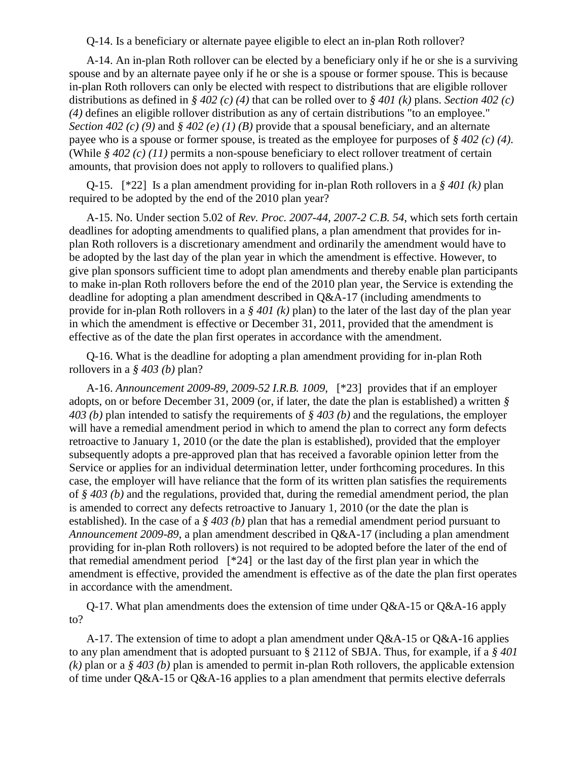Q-14. Is a beneficiary or alternate payee eligible to elect an in-plan Roth rollover?

A-14. An in-plan Roth rollover can be elected by a beneficiary only if he or she is a surviving spouse and by an alternate payee only if he or she is a spouse or former spouse. This is because in-plan Roth rollovers can only be elected with respect to distributions that are eligible rollover distributions as defined in *§ 402 (c) (4)* that can be rolled over to *§ 401 (k)* plans. *Section 402 (c) (4)* defines an eligible rollover distribution as any of certain distributions "to an employee." *Section 402 (c) (9)* and *§ 402 (e) (1) (B)* provide that a spousal beneficiary, and an alternate payee who is a spouse or former spouse, is treated as the employee for purposes of *§ 402 (c) (4)*. (While *§ 402 (c) (11)* permits a non-spouse beneficiary to elect rollover treatment of certain amounts, that provision does not apply to rollovers to qualified plans.)

Q-15. [*22] Is a plan amendment providing for in-plan Roth rollovers in a *§ 401 (k)* plan required to be adopted by the end of the 2010 plan year?

A-15. No. Under section 5.02 of *Rev. Proc. 2007-44, 2007-2 C.B. 54*, which sets forth certain deadlines for adopting amendments to qualified plans, a plan amendment that provides for in-plan Roth rollovers is a discretionary amendment and ordinarily the amendment would have to be adopted by the last day of the plan year in which the amendment is effective. However, to give plan sponsors sufficient time to adopt plan amendments and thereby enable plan participants to make in-plan Roth rollovers before the end of the 2010 plan year, the Service is extending the deadline for adopting a plan amendment described in Q&A-17 (including amendments to provide for in-plan Roth rollovers in a *§ 401 (k)* plan) to the later of the last day of the plan year in which the amendment is effective or December 31, 2011, provided that the amendment is effective as of the date the plan first operates in accordance with the amendment.

Q-16. What is the deadline for adopting a plan amendment providing for in-plan Roth rollovers in a *§ 403 (b)* plan?

A-16. *Announcement 2009-89, 2009-52 I.R.B. 1009*, [*23] provides that if an employer adopts, on or before December 31, 2009 (or, if later, the date the plan is established) a written *§ 403 (b)* plan intended to satisfy the requirements of *§ 403 (b)* and the regulations, the employer will have a remedial amendment period in which to amend the plan to correct any form defects retroactive to January 1, 2010 (or the date the plan is established), provided that the employer subsequently adopts a pre-approved plan that has received a favorable opinion letter from the Service or applies for an individual determination letter, under forthcoming procedures. In this case, the employer will have reliance that the form of its written plan satisfies the requirements of *§ 403 (b)* and the regulations, provided that, during the remedial amendment period, the plan is amended to correct any defects retroactive to January 1, 2010 (or the date the plan is established). In the case of a *§ 403 (b)* plan that has a remedial amendment period pursuant to *Announcement 2009-89*, a plan amendment described in Q&A-17 (including a plan amendment providing for in-plan Roth rollovers) is not required to be adopted before the later of the end of that remedial amendment period [*24] or the last day of the first plan year in which the amendment is effective, provided the amendment is effective as of the date the plan first operates in accordance with the amendment.

Q-17. What plan amendments does the extension of time under Q&A-15 or Q&A-16 apply to?

A-17. The extension of time to adopt a plan amendment under Q&A-15 or Q&A-16 applies to any plan amendment that is adopted pursuant to § 2112 of SBJA. Thus, for example, if a *§ 401 (k)* plan or a *§ 403 (b)* plan is amended to permit in-plan Roth rollovers, the applicable extension of time under Q&A-15 or Q&A-16 applies to a plan amendment that permits elective deferrals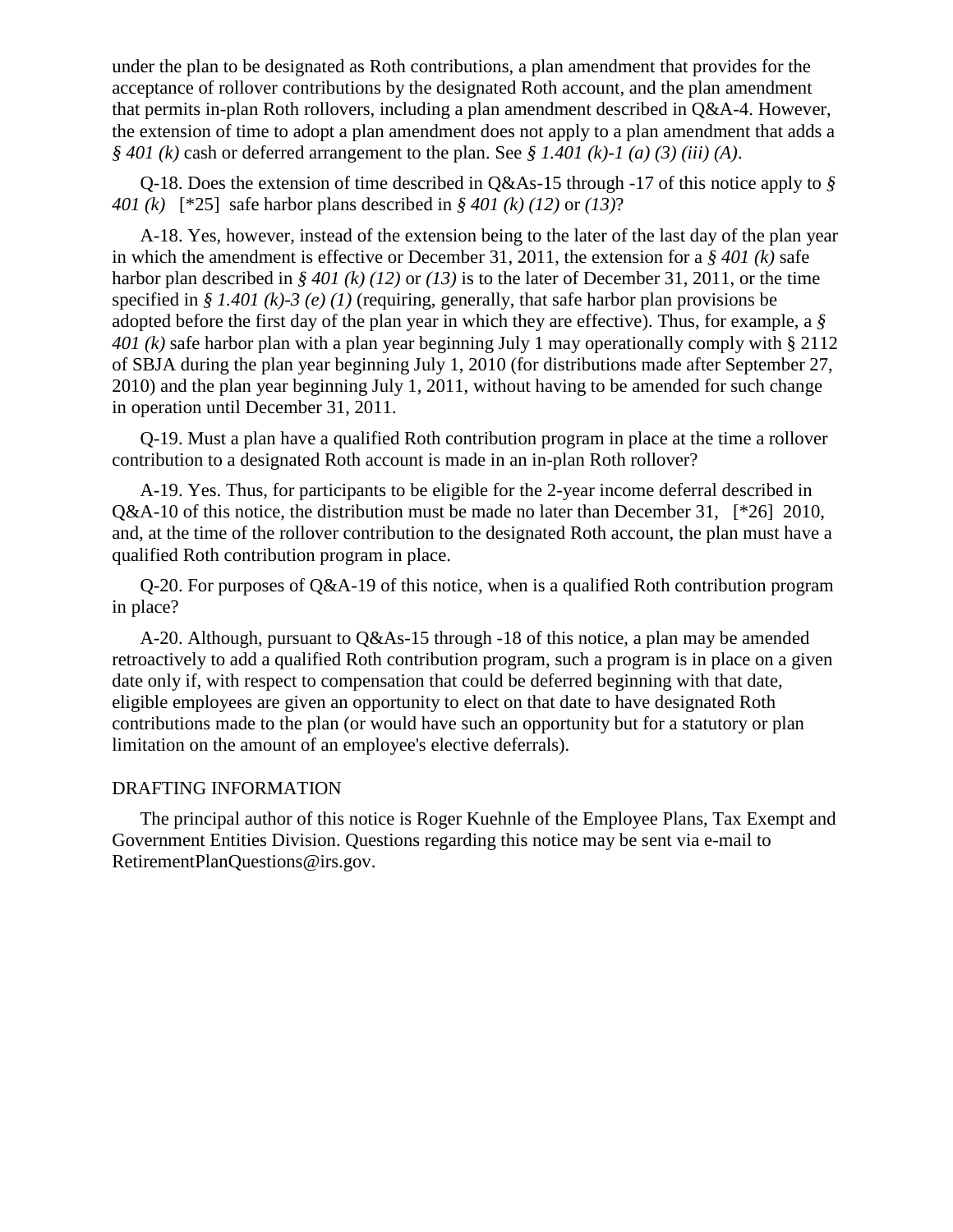under the plan to be designated as Roth contributions, a plan amendment that provides for the acceptance of rollover contributions by the designated Roth account, and the plan amendment that permits in-plan Roth rollovers, including a plan amendment described in Q&A-4. However, the extension of time to adopt a plan amendment does not apply to a plan amendment that adds a *§ 401 (k)* cash or deferred arrangement to the plan. See *§ 1.401 (k)-1 (a) (3) (iii) (A)*.

Q-18. Does the extension of time described in Q&As-15 through -17 of this notice apply to *§ 401 (k)* [*25] safe harbor plans described in *§ 401 (k) (12)* or *(13)*?

A-18. Yes, however, instead of the extension being to the later of the last day of the plan year in which the amendment is effective or December 31, 2011, the extension for a *§ 401 (k)* safe harbor plan described in *§ 401 (k) (12)* or *(13)* is to the later of December 31, 2011, or the time specified in *§ 1.401 (k)-3 (e) (1)* (requiring, generally, that safe harbor plan provisions be adopted before the first day of the plan year in which they are effective). Thus, for example, a *§ 401 (k)* safe harbor plan with a plan year beginning July 1 may operationally comply with § 2112 of SBJA during the plan year beginning July 1, 2010 (for distributions made after September 27, 2010) and the plan year beginning July 1, 2011, without having to be amended for such change in operation until December 31, 2011.

Q-19. Must a plan have a qualified Roth contribution program in place at the time a rollover contribution to a designated Roth account is made in an in-plan Roth rollover?

A-19. Yes. Thus, for participants to be eligible for the 2-year income deferral described in Q&A-10 of this notice, the distribution must be made no later than December 31, [*26] 2010, and, at the time of the rollover contribution to the designated Roth account, the plan must have a qualified Roth contribution program in place.

Q-20. For purposes of Q&A-19 of this notice, when is a qualified Roth contribution program in place?

A-20. Although, pursuant to Q&As-15 through -18 of this notice, a plan may be amended retroactively to add a qualified Roth contribution program, such a program is in place on a given date only if, with respect to compensation that could be deferred beginning with that date, eligible employees are given an opportunity to elect on that date to have designated Roth contributions made to the plan (or would have such an opportunity but for a statutory or plan limitation on the amount of an employee's elective deferrals).

## DRAFTING INFORMATION

The principal author of this notice is Roger Kuehnle of the Employee Plans, Tax Exempt and Government Entities Division. Questions regarding this notice may be sent via e-mail to RetirementPlanQuestions@irs.gov.